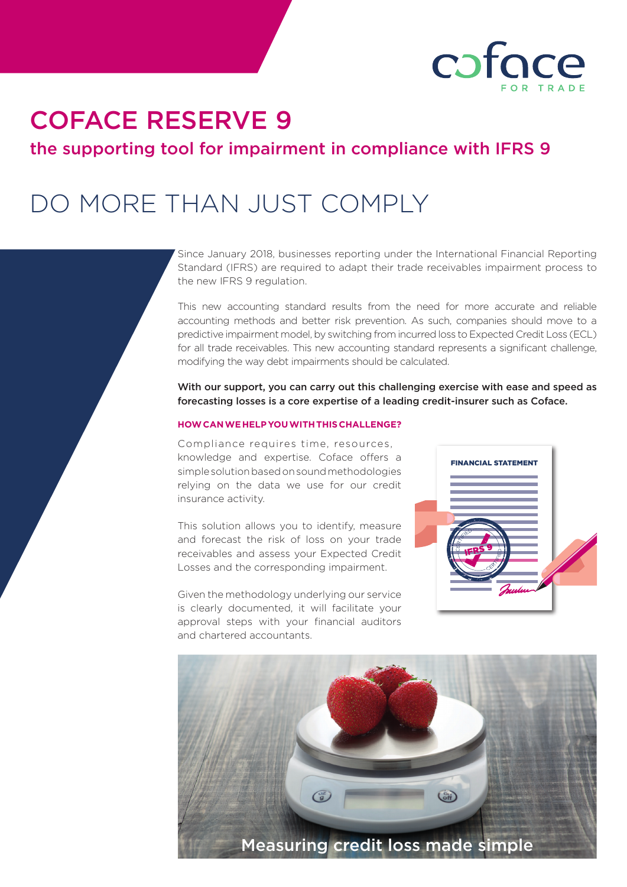# COFACE RESERVE 9

## the supporting tool for impairment in compliance with IFRS 9

# DO MORE THAN JUST COMPLY

Since January 2018, businesses reporting under the International Financial Reporting Standard (IFRS) are required to adapt their trade receivables impairment process to the new IFRS 9 regulation.

This new accounting standard results from the need for more accurate and reliable accounting methods and better risk prevention. As such, companies should move to a predictive impairment model, by switching from incurred loss to Expected Credit Loss (ECL) for all trade receivables. This new accounting standard represents a significant challenge, modifying the way debt impairments should be calculated.

**With our support, you can carry out this challenging exercise with ease and speed as forecasting losses is a core expertise of a leading credit-insurer such as Coface.**

### HOW CAN WE HELP YOU WITH THIS CHALLENGE?

Compliance requires time, resources, knowledge and expertise. Coface offers a simple solution based on sound methodologies relying on the data we use for our credit insurance activity.

This solution allows you to identify, measure and forecast the risk of loss on your trade receivables and assess your Expected Credit Losses and the corresponding impairment.

Given the methodology underlying our service is clearly documented, it will facilitate your approval steps with your financial auditors and chartered accountants.

Measuring credit loss made simple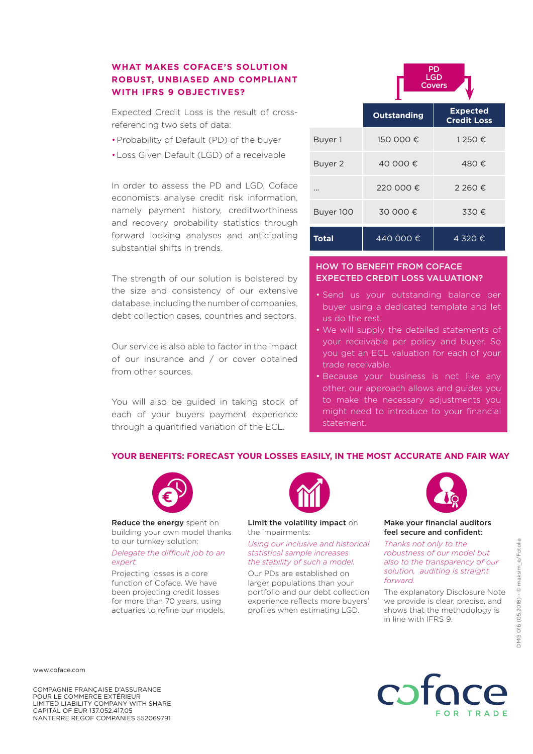## WHAT MAKES COFACE'S SOLUTION ROBUST, UNBIASED AND COMPLIANT WITH IFRS 9 OBJECTIVES?

Expected Credit Loss is the result of cross-referencing two sets of data:

- Probability of Default (PD) of the buyer
- Loss Given Default (LGD) of a receivable

In order to assess the PD and LGD, Coface economists analyse credit risk information, namely payment history, creditworthiness and recovery probability statistics through forward looking analyses and anticipating substantial shifts in trends.

The strength of our solution is bolstered by the size and consistency of our extensive database, including the number of companies, debt collection cases, countries and sectors.

Our service is also able to factor in the impact of our insurance and / or cover obtained from other sources.

You will also be guided in taking stock of each of your buyers payment experience through a quantified variation of the ECL.

PD
LGD
Covers

| | Outstanding | Expected Credit Loss |
|---|---|---|
| Buyer 1 | 150 000 € | 1 250 € |
| Buyer 2 | 40 000 € | 480 € |
| ... | 220 000 € | 2 260 € |
| Buyer 100 | 30 000 € | 330 € |
| **Total** | 440 000 € | 4 320 € |

### HOW TO BENEFIT FROM COFACE EXPECTED CREDIT LOSS VALUATION?

- Send us your outstanding balance per buyer using a dedicated template and let us do the rest.
- We will supply the detailed statements of your receivable per policy and buyer. So you get an ECL valuation for each of your trade receivable.
- Because your business is not like any other, our approach allows and guides you to make the necessary adjustments you might need to introduce to your financial statement.

## YOUR BENEFITS: FORECAST YOUR LOSSES EASILY, IN THE MOST ACCURATE AND FAIR WAY

**Reduce the energy** spent on building your own model thanks to our turnkey solution:

*Delegate the difficult job to an expert.*

Projecting losses is a core function of Coface. We have been projecting credit losses for more than 70 years, using actuaries to refine our models.

**Limit the volatility impact** on the impairments:

*Using our inclusive and historical statistical sample increases the stability of such a model.*

Our PDs are established on larger populations than your portfolio and our debt collection experience reflects more buyers' profiles when estimating LGD.

**Make your financial auditors feel secure and confident:**

*Thanks not only to the robustness of our model but also to the transparency of our solution, auditing is straight forward.*

The explanatory Disclosure Note we provide is clear, precise, and shows that the methodology is in line with IFRS 9.

www.coface.com

COMPAGNIE FRANÇAISE D'ASSURANCE POUR LE COMMERCE EXTÉRIEUR
LIMITED LIABILITY COMPANY WITH SHARE CAPITAL OF EUR 137.052.417,05
NANTERRE REGOF COMPANIES 552069791

DMG 016 (05.2018) - © maksim_e/Fotolia

coface FOR TRADE